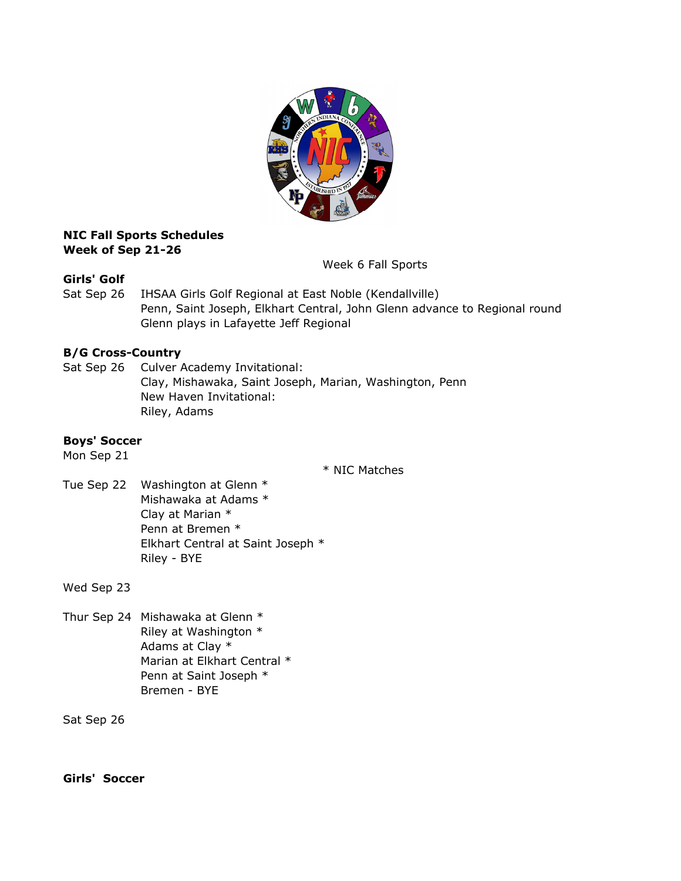**NIC Fall Sports Schedules**
**Week of Sep 21-26**

Week 6 Fall Sports

**Girls' Golf**

Sat Sep 26 IHSAA Girls Golf Regional at East Noble (Kendallville)
Penn, Saint Joseph, Elkhart Central, John Glenn advance to Regional round
Glenn plays in Lafayette Jeff Regional

**B/G Cross-Country**

Sat Sep 26 Culver Academy Invitational:
Clay, Mishawaka, Saint Joseph, Marian, Washington, Penn
New Haven Invitational:
Riley, Adams

**Boys' Soccer**

Mon Sep 21

\* NIC Matches

Tue Sep 22 Washington at Glenn *
Mishawaka at Adams *
Clay at Marian *
Penn at Bremen *
Elkhart Central at Saint Joseph *
Riley - BYE

Wed Sep 23

Thur Sep 24 Mishawaka at Glenn *
Riley at Washington *
Adams at Clay *
Marian at Elkhart Central *
Penn at Saint Joseph *
Bremen - BYE

Sat Sep 26

**Girls' Soccer**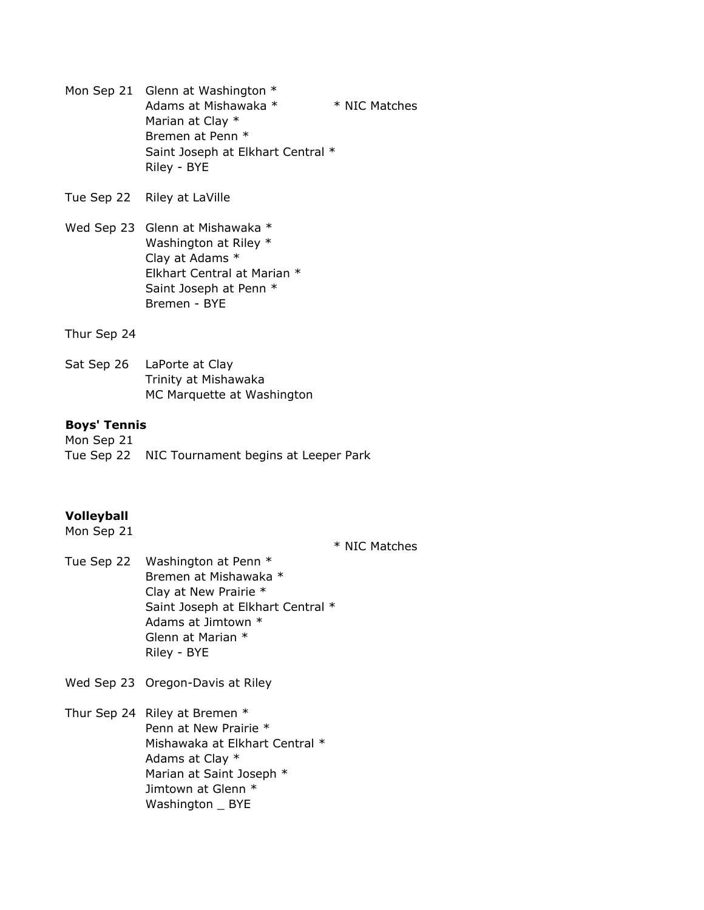Mon Sep 21   Glenn at Washington *
Adams at Mishawaka *   * NIC Matches
Marian at Clay *
Bremen at Penn *
Saint Joseph at Elkhart Central *
Riley - BYE

Tue Sep 22   Riley at LaVille

Wed Sep 23   Glenn at Mishawaka *
Washington at Riley *
Clay at Adams *
Elkhart Central at Marian *
Saint Joseph at Penn *
Bremen - BYE

Thur Sep 24

Sat Sep 26   LaPorte at Clay
Trinity at Mishawaka
MC Marquette at Washington

**Boys' Tennis**

Mon Sep 21
Tue Sep 22   NIC Tournament begins at Leeper Park

**Volleyball**

Mon Sep 21
* NIC Matches

Tue Sep 22   Washington at Penn *
Bremen at Mishawaka *
Clay at New Prairie *
Saint Joseph at Elkhart Central *
Adams at Jimtown *
Glenn at Marian *
Riley - BYE

Wed Sep 23   Oregon-Davis at Riley

Thur Sep 24   Riley at Bremen *
Penn at New Prairie *
Mishawaka at Elkhart Central *
Adams at Clay *
Marian at Saint Joseph *
Jimtown at Glenn *
Washington _ BYE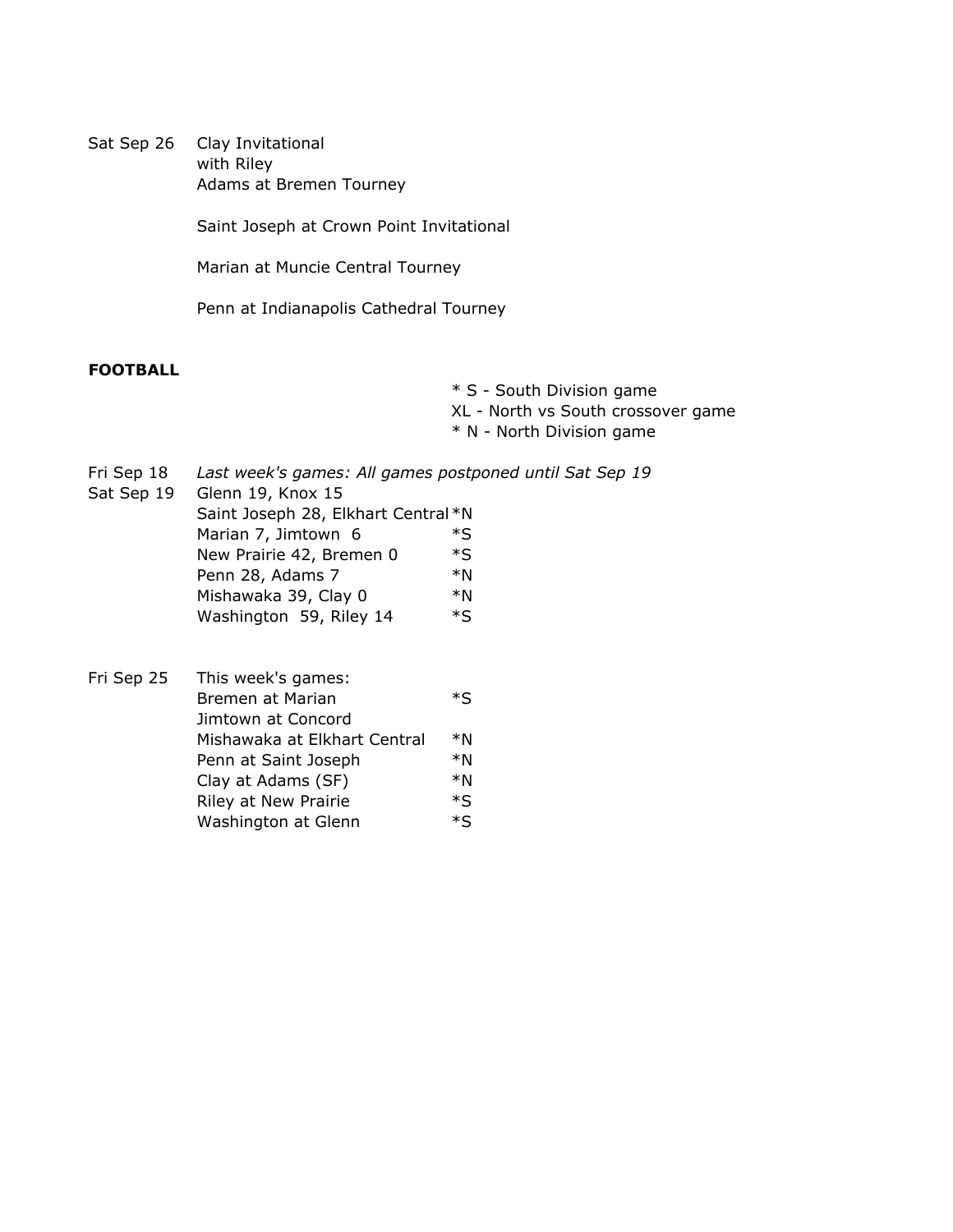| | |
|---|---|
| Sat Sep 26 | Clay Invitational |
| | with Riley |
| | Adams at Bremen Tourney |
| | Saint Joseph at Crown Point Invitational |
| | Marian at Muncie Central Tourney |
| | Penn at Indianapolis Cathedral Tourney |

**FOOTBALL**

* S - South Division game
XL - North vs South crossover game
* N - North Division game

| | | |
|---|---|---|
| Fri Sep 18 | *Last week's games: All games postponed until Sat Sep 19* | |
| Sat Sep 19 | Glenn 19, Knox 15 | |
| | Saint Joseph 28, Elkhart Central | *N |
| | Marian 7, Jimtown 6 | *S |
| | New Prairie 42, Bremen 0 | *S |
| | Penn 28, Adams 7 | *N |
| | Mishawaka 39, Clay 0 | *N |
| | Washington 59, Riley 14 | *S |
| Fri Sep 25 | This week's games: | |
| | Bremen at Marian | *S |
| | Jimtown at Concord | |
| | Mishawaka at Elkhart Central | *N |
| | Penn at Saint Joseph | *N |
| | Clay at Adams (SF) | *N |
| | Riley at New Prairie | *S |
| | Washington at Glenn | *S |